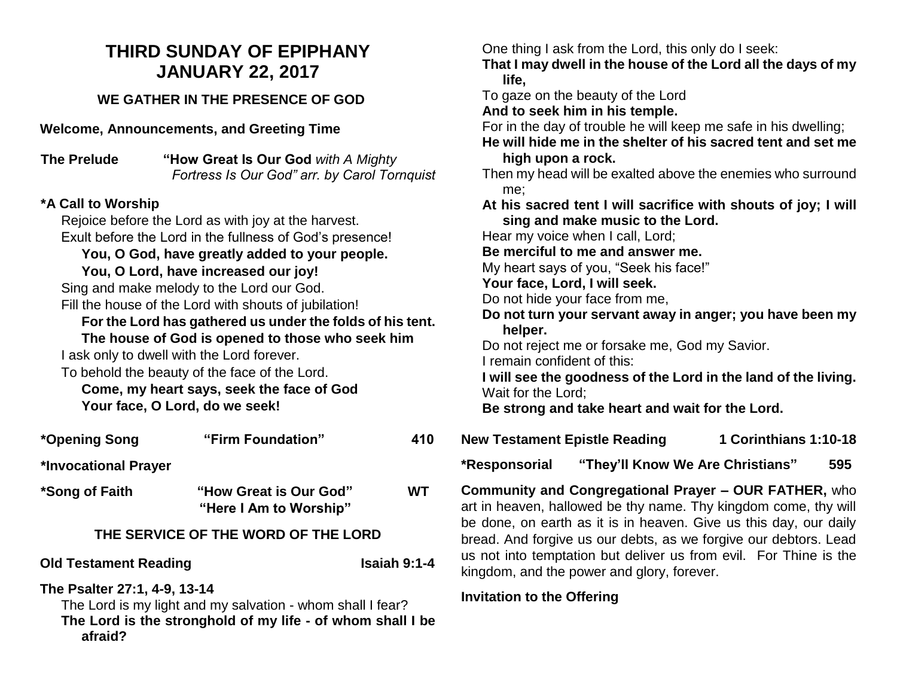# THIRD SUNDAY OF EPIPHANY
# JANUARY 22, 2017

## WE GATHER IN THE PRESENCE OF GOD

**Welcome, Announcements, and Greeting Time**

**The Prelude** **"How Great Is Our God** *with A Mighty Fortress Is Our God" arr. by Carol Tornquist*

**\*A Call to Worship**

Rejoice before the Lord as with joy at the harvest.
Exult before the Lord in the fullness of God's presence!
**You, O God, have greatly added to your people.**
**You, O Lord, have increased our joy!**
Sing and make melody to the Lord our God.
Fill the house of the Lord with shouts of jubilation!
**For the Lord has gathered us under the folds of his tent.**
**The house of God is opened to those who seek him**
I ask only to dwell with the Lord forever.
To behold the beauty of the face of the Lord.
**Come, my heart says, seek the face of God**
**Your face, O Lord, do we seek!**

**\*Opening Song** **"Firm Foundation"** **410**

**\*Invocational Prayer**

**\*Song of Faith** **"How Great is Our God"** **WT**
**"Here I Am to Worship"**

## THE SERVICE OF THE WORD OF THE LORD

**Old Testament Reading** **Isaiah 9:1-4**

**The Psalter 27:1, 4-9, 13-14**

The Lord is my light and my salvation - whom shall I fear?
**The Lord is the stronghold of my life - of whom shall I be afraid?**
One thing I ask from the Lord, this only do I seek:
**That I may dwell in the house of the Lord all the days of my life,**
To gaze on the beauty of the Lord
**And to seek him in his temple.**
For in the day of trouble he will keep me safe in his dwelling;
**He will hide me in the shelter of his sacred tent and set me high upon a rock.**
Then my head will be exalted above the enemies who surround me;
**At his sacred tent I will sacrifice with shouts of joy; I will sing and make music to the Lord.**
Hear my voice when I call, Lord;
**Be merciful to me and answer me.**
My heart says of you, "Seek his face!"
**Your face, Lord, I will seek.**
Do not hide your face from me,
**Do not turn your servant away in anger; you have been my helper.**
Do not reject me or forsake me, God my Savior.
I remain confident of this:
**I will see the goodness of the Lord in the land of the living.**
Wait for the Lord;
**Be strong and take heart and wait for the Lord.**

**New Testament Epistle Reading** **1 Corinthians 1:10-18**

**\*Responsorial** **"They'll Know We Are Christians"** **595**

**Community and Congregational Prayer – OUR FATHER,** who art in heaven, hallowed be thy name. Thy kingdom come, thy will be done, on earth as it is in heaven. Give us this day, our daily bread. And forgive us our debts, as we forgive our debtors. Lead us not into temptation but deliver us from evil. For Thine is the kingdom, and the power and glory, forever.

**Invitation to the Offering**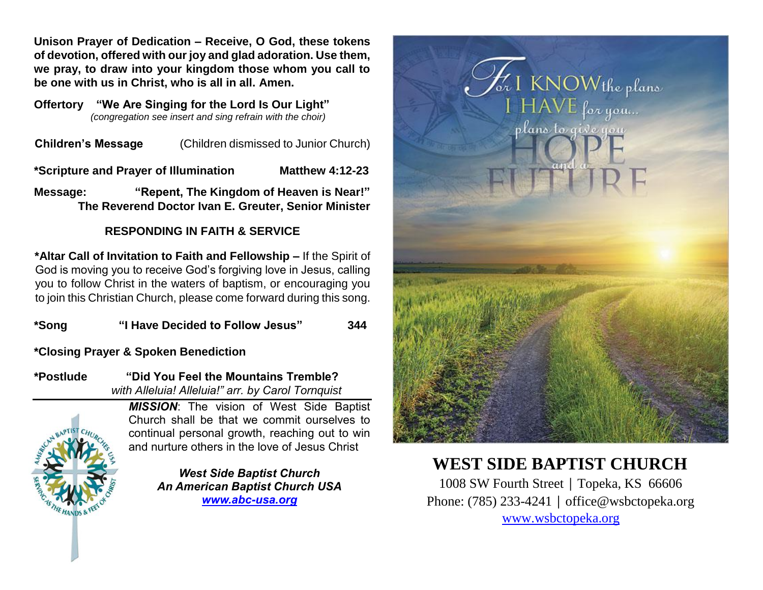**Unison Prayer of Dedication – Receive, O God, these tokens of devotion, offered with our joy and glad adoration. Use them, we pray, to draw into your kingdom those whom you call to be one with us in Christ, who is all in all. Amen.**

**Offertory "We Are Singing for the Lord Is Our Light"**
*(congregation see insert and sing refrain with the choir)*

**Children's Message** (Children dismissed to Junior Church)

**\*Scripture and Prayer of Illumination Matthew 4:12-23**

**Message: "Repent, The Kingdom of Heaven is Near!"**
**The Reverend Doctor Ivan E. Greuter, Senior Minister**

## RESPONDING IN FAITH & SERVICE

**\*Altar Call of Invitation to Faith and Fellowship –** If the Spirit of God is moving you to receive God's forgiving love in Jesus, calling you to follow Christ in the waters of baptism, or encouraging you to join this Christian Church, please come forward during this song.

**\*Song "I Have Decided to Follow Jesus" 344**

**\*Closing Prayer & Spoken Benediction**

**\*Postlude "Did You Feel the Mountains Tremble?**
*with Alleluia! Alleluia!" arr. by Carol Tornquist*

***MISSION***: The vision of West Side Baptist Church shall be that we commit ourselves to continual personal growth, reaching out to win and nurture others in the love of Jesus Christ

***West Side Baptist Church***
***An American Baptist Church USA***
***www.abc-usa.org***

For I KNOW the plans I HAVE for you... plans to give you HOPE and a FUTURE

# WEST SIDE BAPTIST CHURCH

1008 SW Fourth Street | Topeka, KS 66606
Phone: (785) 233-4241 | office@wsbctopeka.org
www.wsbctopeka.org